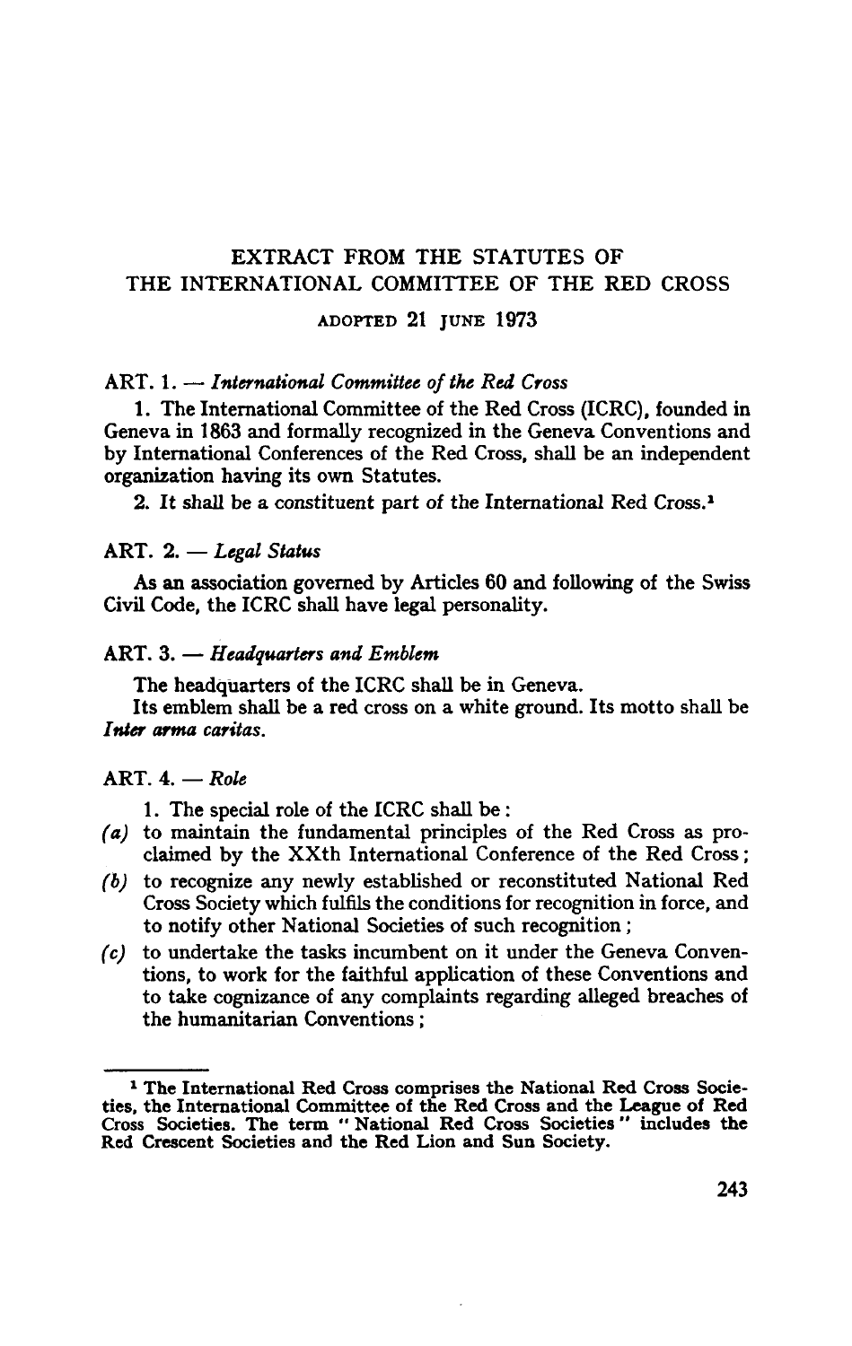# EXTRACT FROM THE STATUTES OF THE INTERNATIONAL COMMITTEE OF THE RED CROSS

ADOPTED 21 JUNE 1973

## ART. 1. — *International Committee of the Red Cross*

1. The International Committee of the Red Cross (ICRC), founded in Geneva in 1863 and formally recognized in the Geneva Conventions and by International Conferences of the Red Cross, shall be an independent organization having its own Statutes.

2. It shall be a constituent part of the International Red Cross.[1]

## ART. 2. — *Legal Status*

As an association governed by Articles 60 and following of the Swiss Civil Code, the ICRC shall have legal personality.

## ART. 3. — *Headquarters and Emblem*

The headquarters of the ICRC shall be in Geneva.

Its emblem shall be a red cross on a white ground. Its motto shall be *Inter arma caritas*.

## ART. 4. — *Role*

1. The special role of the ICRC shall be:

*(a)* to maintain the fundamental principles of the Red Cross as proclaimed by the XXth International Conference of the Red Cross;

*(b)* to recognize any newly established or reconstituted National Red Cross Society which fulfils the conditions for recognition in force, and to notify other National Societies of such recognition;

*(c)* to undertake the tasks incumbent on it under the Geneva Conventions, to work for the faithful application of these Conventions and to take cognizance of any complaints regarding alleged breaches of the humanitarian Conventions;

---

[1] The International Red Cross comprises the National Red Cross Societies, the International Committee of the Red Cross and the League of Red Cross Societies. The term "National Red Cross Societies" includes the Red Crescent Societies and the Red Lion and Sun Society.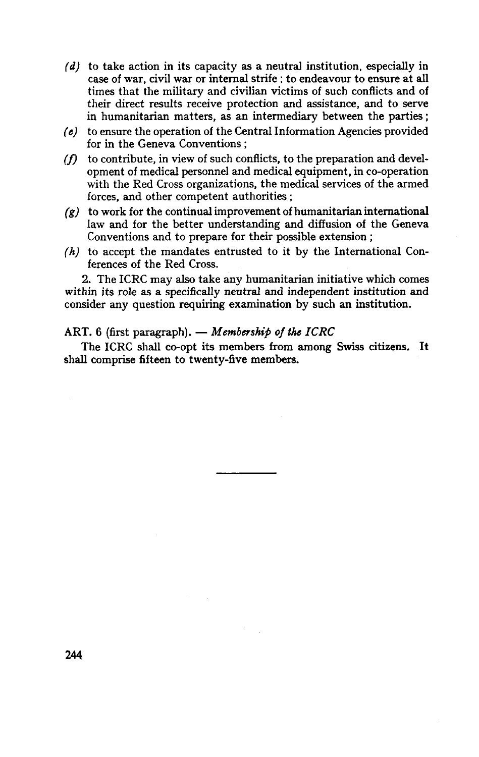(*d*) to take action in its capacity as a neutral institution, especially in case of war, civil war or internal strife ; to endeavour to ensure at all times that the military and civilian victims of such conflicts and of their direct results receive protection and assistance, and to serve in humanitarian matters, as an intermediary between the parties ;

(*e*) to ensure the operation of the Central Information Agencies provided for in the Geneva Conventions ;

(*f*) to contribute, in view of such conflicts, to the preparation and development of medical personnel and medical equipment, in co-operation with the Red Cross organizations, the medical services of the armed forces, and other competent authorities ;

(*g*) to work for the continual improvement of humanitarian international law and for the better understanding and diffusion of the Geneva Conventions and to prepare for their possible extension ;

(*h*) to accept the mandates entrusted to it by the International Conferences of the Red Cross.

2. The ICRC may also take any humanitarian initiative which comes within its role as a specifically neutral and independent institution and consider any question requiring examination by such an institution.

ART. 6 (first paragraph). — *Membership of the ICRC*

The ICRC shall co-opt its members from among Swiss citizens. It shall comprise fifteen to twenty-five members.